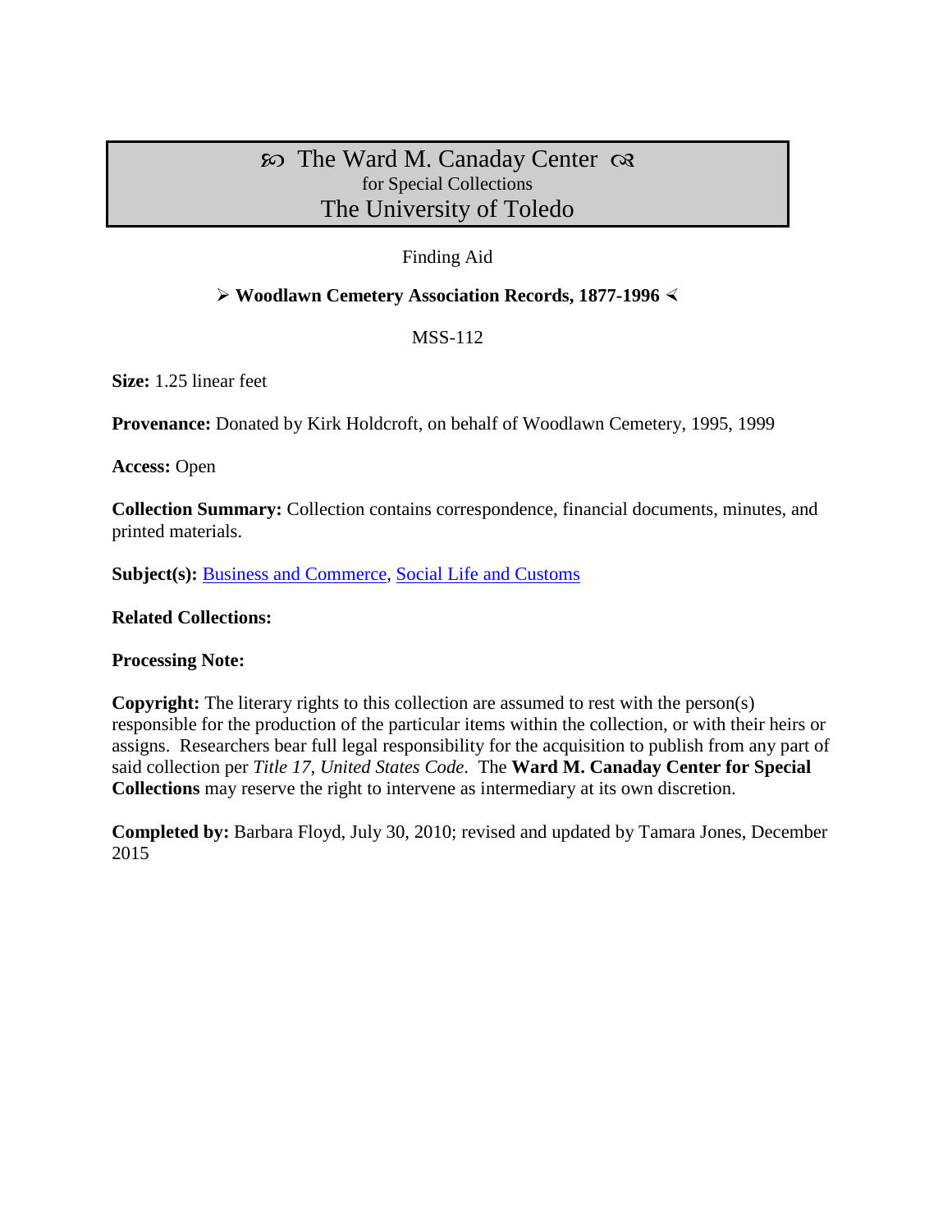# ꕥ The Ward M. Canaday Center ꕥ
for Special Collections
The University of Toledo

Finding Aid

## ➢ Woodlawn Cemetery Association Records, 1877-1996 ≺

MSS-112

**Size:** 1.25 linear feet

**Provenance:** Donated by Kirk Holdcroft, on behalf of Woodlawn Cemetery, 1995, 1999

**Access:** Open

**Collection Summary:** Collection contains correspondence, financial documents, minutes, and printed materials.

**Subject(s):** Business and Commerce, Social Life and Customs

**Related Collections:**

**Processing Note:**

**Copyright:** The literary rights to this collection are assumed to rest with the person(s) responsible for the production of the particular items within the collection, or with their heirs or assigns. Researchers bear full legal responsibility for the acquisition to publish from any part of said collection per *Title 17, United States Code*. The **Ward M. Canaday Center for Special Collections** may reserve the right to intervene as intermediary at its own discretion.

**Completed by:** Barbara Floyd, July 30, 2010; revised and updated by Tamara Jones, December 2015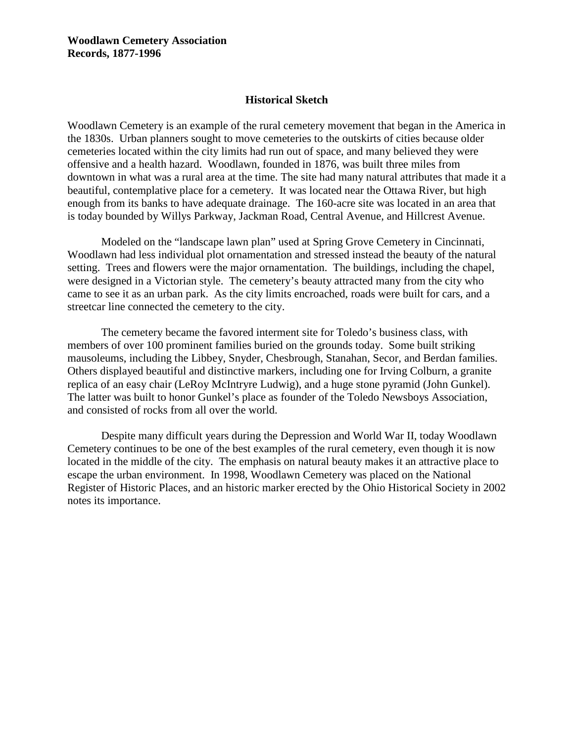**Woodlawn Cemetery Association**
**Records, 1877-1996**

## Historical Sketch

Woodlawn Cemetery is an example of the rural cemetery movement that began in the America in the 1830s. Urban planners sought to move cemeteries to the outskirts of cities because older cemeteries located within the city limits had run out of space, and many believed they were offensive and a health hazard. Woodlawn, founded in 1876, was built three miles from downtown in what was a rural area at the time. The site had many natural attributes that made it a beautiful, contemplative place for a cemetery. It was located near the Ottawa River, but high enough from its banks to have adequate drainage. The 160-acre site was located in an area that is today bounded by Willys Parkway, Jackman Road, Central Avenue, and Hillcrest Avenue.

Modeled on the "landscape lawn plan" used at Spring Grove Cemetery in Cincinnati, Woodlawn had less individual plot ornamentation and stressed instead the beauty of the natural setting. Trees and flowers were the major ornamentation. The buildings, including the chapel, were designed in a Victorian style. The cemetery's beauty attracted many from the city who came to see it as an urban park. As the city limits encroached, roads were built for cars, and a streetcar line connected the cemetery to the city.

The cemetery became the favored interment site for Toledo's business class, with members of over 100 prominent families buried on the grounds today. Some built striking mausoleums, including the Libbey, Snyder, Chesbrough, Stanahan, Secor, and Berdan families. Others displayed beautiful and distinctive markers, including one for Irving Colburn, a granite replica of an easy chair (LeRoy McIntryre Ludwig), and a huge stone pyramid (John Gunkel). The latter was built to honor Gunkel's place as founder of the Toledo Newsboys Association, and consisted of rocks from all over the world.

Despite many difficult years during the Depression and World War II, today Woodlawn Cemetery continues to be one of the best examples of the rural cemetery, even though it is now located in the middle of the city. The emphasis on natural beauty makes it an attractive place to escape the urban environment. In 1998, Woodlawn Cemetery was placed on the National Register of Historic Places, and an historic marker erected by the Ohio Historical Society in 2002 notes its importance.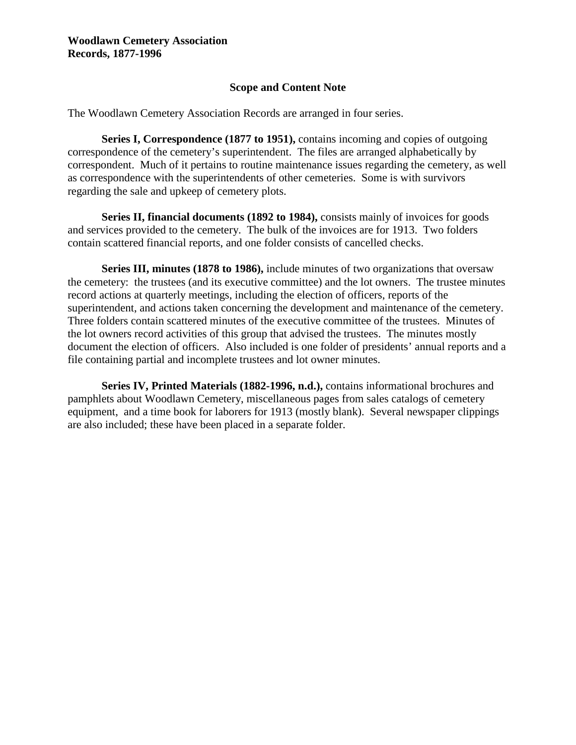**Woodlawn Cemetery Association**
**Records, 1877-1996**

## Scope and Content Note

The Woodlawn Cemetery Association Records are arranged in four series.

**Series I, Correspondence (1877 to 1951),** contains incoming and copies of outgoing correspondence of the cemetery's superintendent. The files are arranged alphabetically by correspondent. Much of it pertains to routine maintenance issues regarding the cemetery, as well as correspondence with the superintendents of other cemeteries. Some is with survivors regarding the sale and upkeep of cemetery plots.

**Series II, financial documents (1892 to 1984),** consists mainly of invoices for goods and services provided to the cemetery. The bulk of the invoices are for 1913. Two folders contain scattered financial reports, and one folder consists of cancelled checks.

**Series III, minutes (1878 to 1986),** include minutes of two organizations that oversaw the cemetery: the trustees (and its executive committee) and the lot owners. The trustee minutes record actions at quarterly meetings, including the election of officers, reports of the superintendent, and actions taken concerning the development and maintenance of the cemetery. Three folders contain scattered minutes of the executive committee of the trustees. Minutes of the lot owners record activities of this group that advised the trustees. The minutes mostly document the election of officers. Also included is one folder of presidents' annual reports and a file containing partial and incomplete trustees and lot owner minutes.

**Series IV, Printed Materials (1882-1996, n.d.),** contains informational brochures and pamphlets about Woodlawn Cemetery, miscellaneous pages from sales catalogs of cemetery equipment, and a time book for laborers for 1913 (mostly blank). Several newspaper clippings are also included; these have been placed in a separate folder.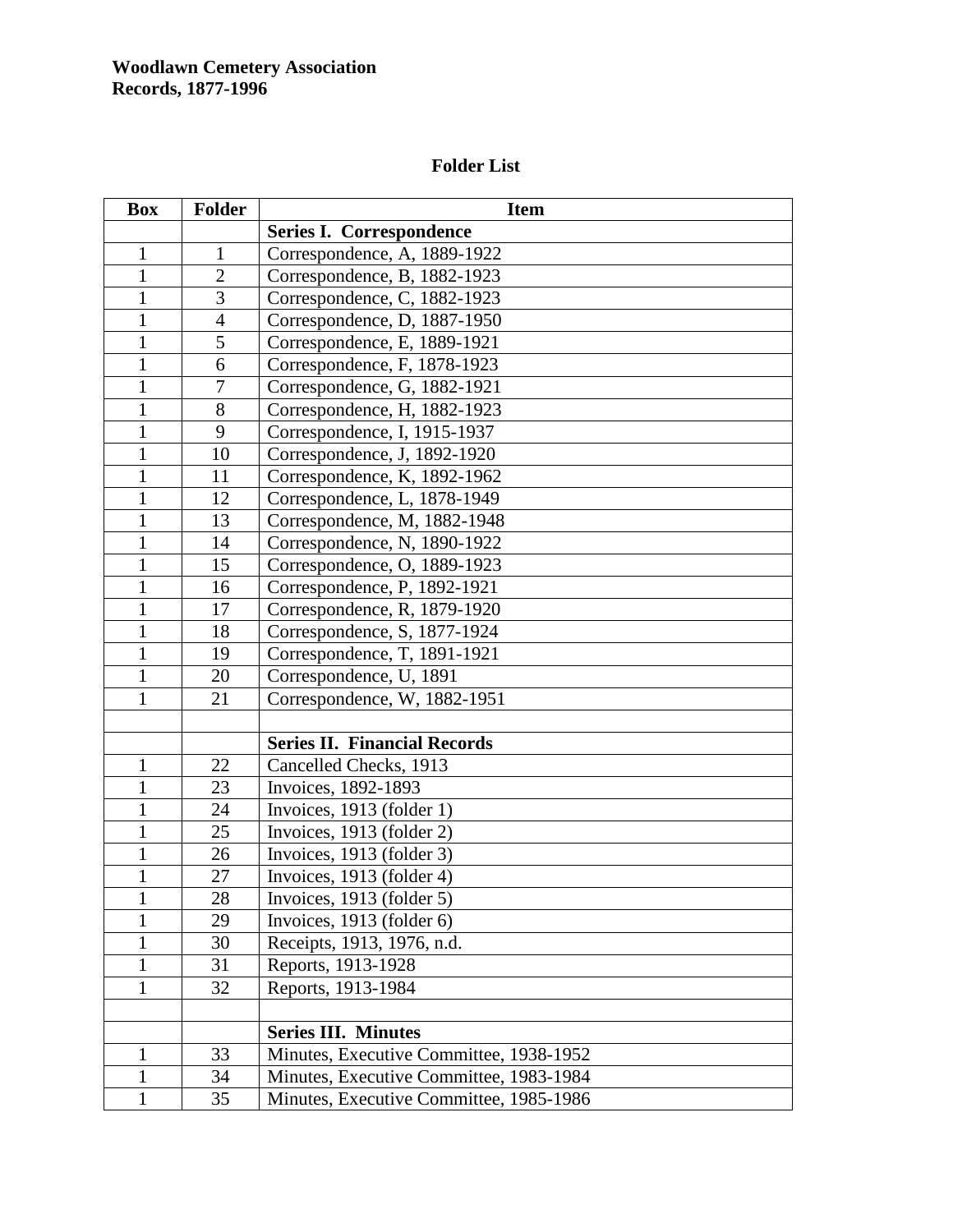**Woodlawn Cemetery Association**
**Records, 1877-1996**

## Folder List

| Box | Folder | Item |
|---|---|---|
| | | **Series I. Correspondence** |
| 1 | 1 | Correspondence, A, 1889-1922 |
| 1 | 2 | Correspondence, B, 1882-1923 |
| 1 | 3 | Correspondence, C, 1882-1923 |
| 1 | 4 | Correspondence, D, 1887-1950 |
| 1 | 5 | Correspondence, E, 1889-1921 |
| 1 | 6 | Correspondence, F, 1878-1923 |
| 1 | 7 | Correspondence, G, 1882-1921 |
| 1 | 8 | Correspondence, H, 1882-1923 |
| 1 | 9 | Correspondence, I, 1915-1937 |
| 1 | 10 | Correspondence, J, 1892-1920 |
| 1 | 11 | Correspondence, K, 1892-1962 |
| 1 | 12 | Correspondence, L, 1878-1949 |
| 1 | 13 | Correspondence, M, 1882-1948 |
| 1 | 14 | Correspondence, N, 1890-1922 |
| 1 | 15 | Correspondence, O, 1889-1923 |
| 1 | 16 | Correspondence, P, 1892-1921 |
| 1 | 17 | Correspondence, R, 1879-1920 |
| 1 | 18 | Correspondence, S, 1877-1924 |
| 1 | 19 | Correspondence, T, 1891-1921 |
| 1 | 20 | Correspondence, U, 1891 |
| 1 | 21 | Correspondence, W, 1882-1951 |
| | | |
| | | **Series II. Financial Records** |
| 1 | 22 | Cancelled Checks, 1913 |
| 1 | 23 | Invoices, 1892-1893 |
| 1 | 24 | Invoices, 1913 (folder 1) |
| 1 | 25 | Invoices, 1913 (folder 2) |
| 1 | 26 | Invoices, 1913 (folder 3) |
| 1 | 27 | Invoices, 1913 (folder 4) |
| 1 | 28 | Invoices, 1913 (folder 5) |
| 1 | 29 | Invoices, 1913 (folder 6) |
| 1 | 30 | Receipts, 1913, 1976, n.d. |
| 1 | 31 | Reports, 1913-1928 |
| 1 | 32 | Reports, 1913-1984 |
| | | |
| | | **Series III. Minutes** |
| 1 | 33 | Minutes, Executive Committee, 1938-1952 |
| 1 | 34 | Minutes, Executive Committee, 1983-1984 |
| 1 | 35 | Minutes, Executive Committee, 1985-1986 |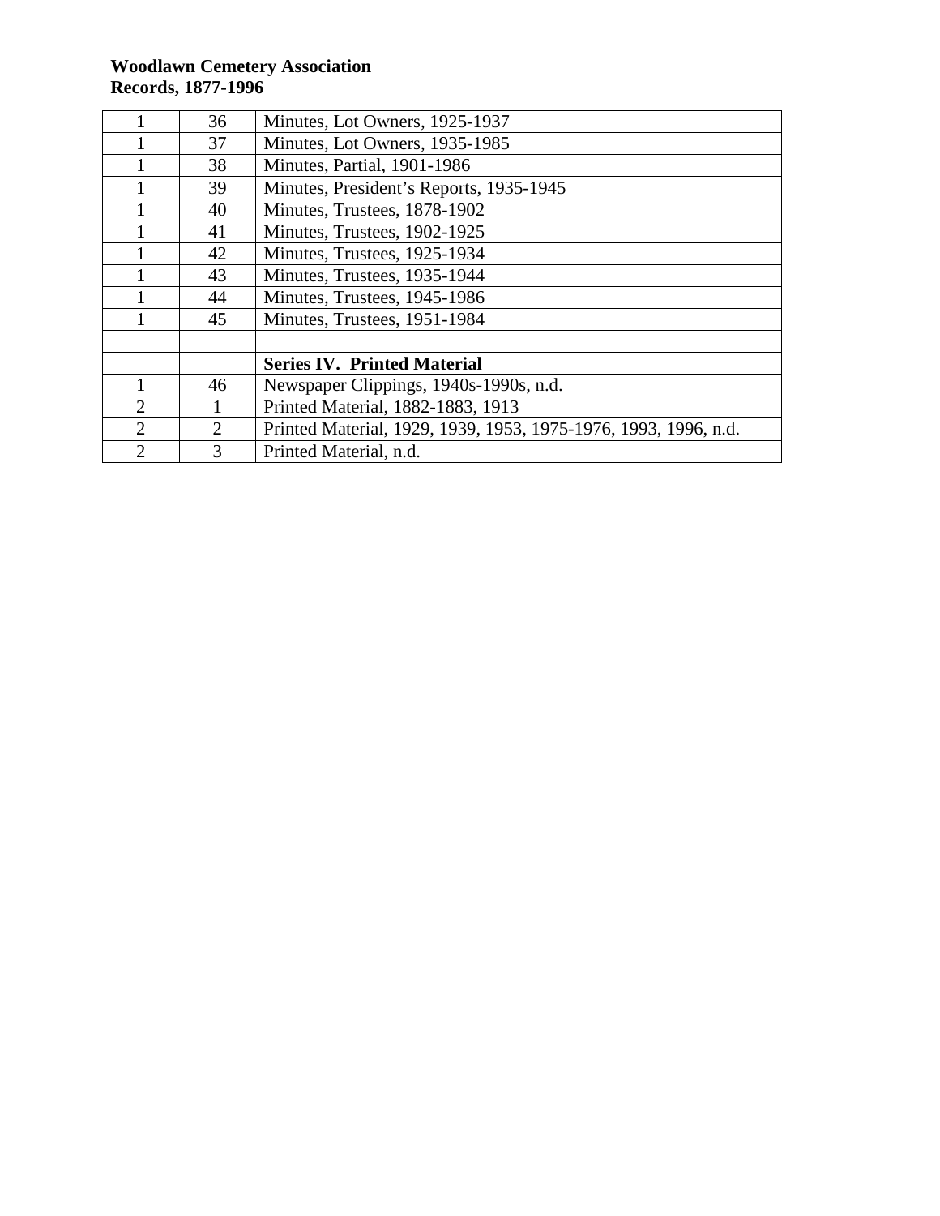**Woodlawn Cemetery Association**
**Records, 1877-1996**

| | | |
|---|---|---|
| 1 | 36 | Minutes, Lot Owners, 1925-1937 |
| 1 | 37 | Minutes, Lot Owners, 1935-1985 |
| 1 | 38 | Minutes, Partial, 1901-1986 |
| 1 | 39 | Minutes, President's Reports, 1935-1945 |
| 1 | 40 | Minutes, Trustees, 1878-1902 |
| 1 | 41 | Minutes, Trustees, 1902-1925 |
| 1 | 42 | Minutes, Trustees, 1925-1934 |
| 1 | 43 | Minutes, Trustees, 1935-1944 |
| 1 | 44 | Minutes, Trustees, 1945-1986 |
| 1 | 45 | Minutes, Trustees, 1951-1984 |
| | | |
| | | **Series IV. Printed Material** |
| 1 | 46 | Newspaper Clippings, 1940s-1990s, n.d. |
| 2 | 1 | Printed Material, 1882-1883, 1913 |
| 2 | 2 | Printed Material, 1929, 1939, 1953, 1975-1976, 1993, 1996, n.d. |
| 2 | 3 | Printed Material, n.d. |